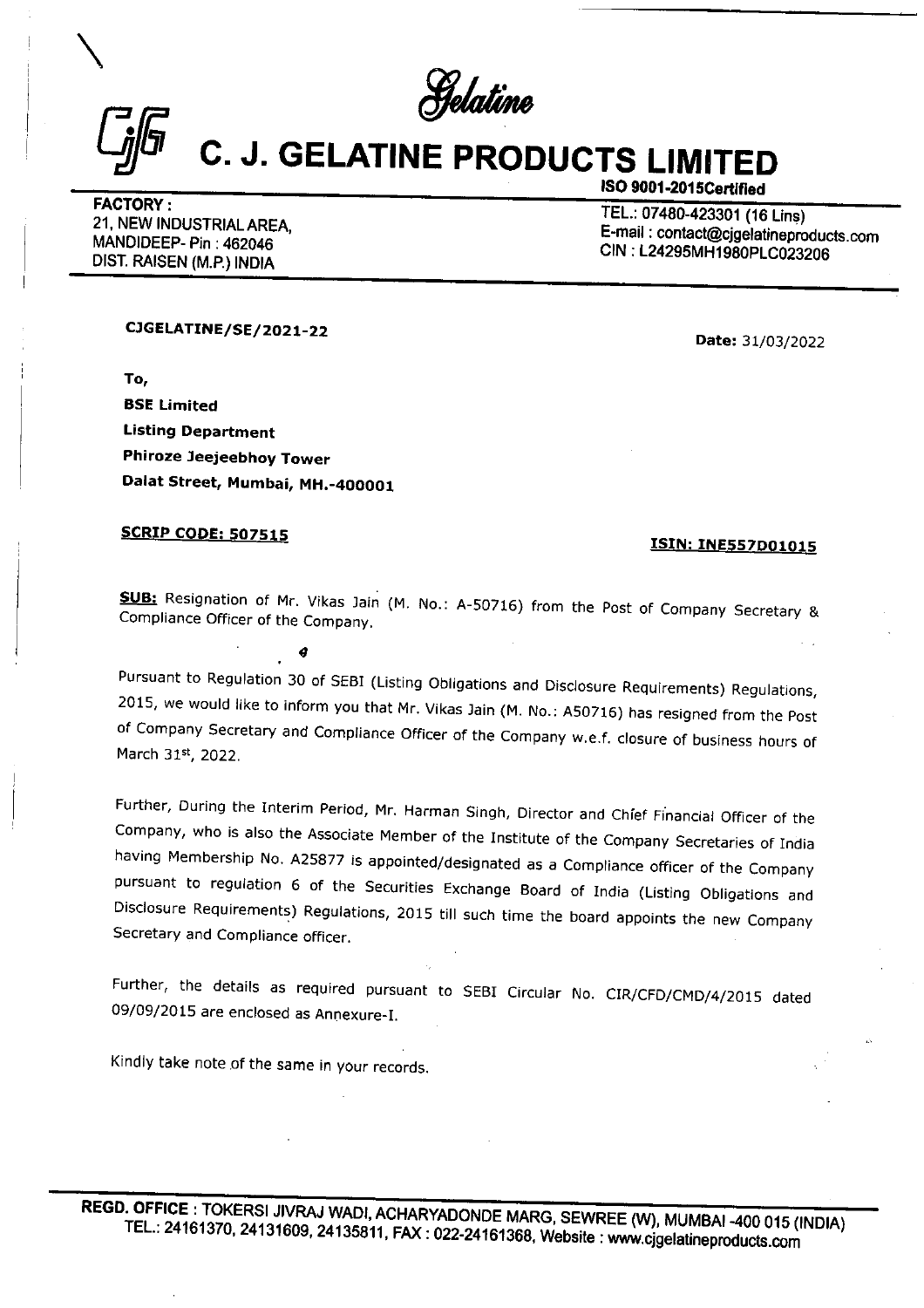Gelatine

# C. J. GELATINE PRODUCTS LIMITED

ISO 9001-2015Certified

**FACTORY :**
21, NEW INDUSTRIAL AREA,
MANDIDEEP- Pin : 462046
DIST. RAISEN (M.P.) INDIA

TEL.: 07480-423301 (16 Lins)
E-mail : contact@cjgelatineproducts.com
CIN : L24295MH1980PLC023206

**CJGELATINE/SE/2021-22**

**Date:** 31/03/2022

**To,**
**BSE Limited**
**Listing Department**
**Phiroze Jeejeebhoy Tower**
**Dalat Street, Mumbai, MH.-400001**

**SCRIP CODE: 507515**

**ISIN: INE557D01015**

**SUB:** Resignation of Mr. Vikas Jain (M. No.: A-50716) from the Post of Company Secretary & Compliance Officer of the Company.

Pursuant to Regulation 30 of SEBI (Listing Obligations and Disclosure Requirements) Regulations, 2015, we would like to inform you that Mr. Vikas Jain (M. No.: A50716) has resigned from the Post of Company Secretary and Compliance Officer of the Company w.e.f. closure of business hours of March 31st, 2022.

Further, During the Interim Period, Mr. Harman Singh, Director and Chief Financial Officer of the Company, who is also the Associate Member of the Institute of the Company Secretaries of India having Membership No. A25877 is appointed/designated as a Compliance officer of the Company pursuant to regulation 6 of the Securities Exchange Board of India (Listing Obligations and Disclosure Requirements) Regulations, 2015 till such time the board appoints the new Company Secretary and Compliance officer.

Further, the details as required pursuant to SEBI Circular No. CIR/CFD/CMD/4/2015 dated 09/09/2015 are enclosed as Annexure-I.

Kindly take note of the same in your records.

**REGD. OFFICE :** TOKERSI JIVRAJ WADI, ACHARYADONDE MARG, SEWREE (W), MUMBAI -400 015 (INDIA)
TEL.: 24161370, 24131609, 24135811, FAX : 022-24161368, Website : www.cjgelatineproducts.com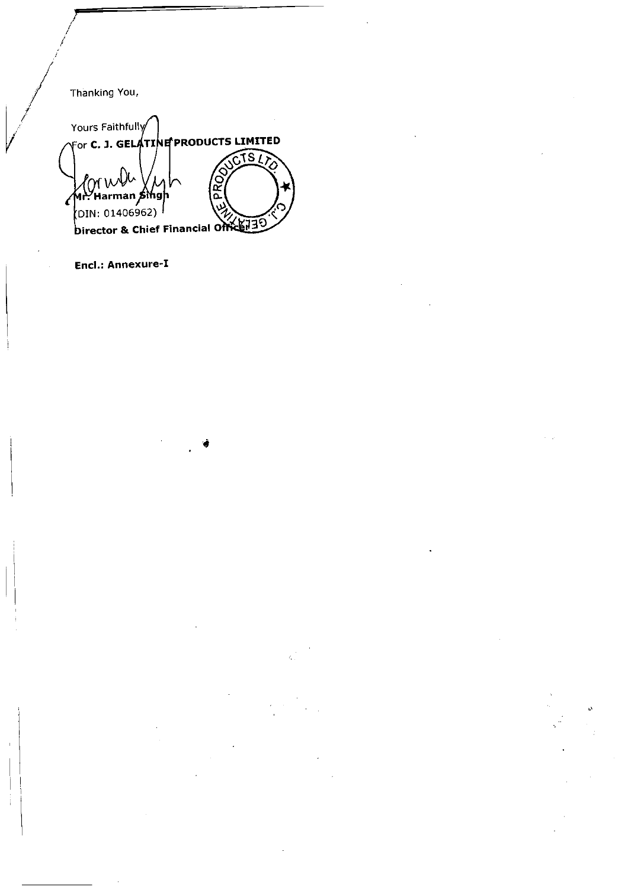Thanking You,

Yours Faithfully

For **C. J. GELATINE PRODUCTS LIMITED**

**Mr. Harman Singh**

(DIN: 01406962)

**Director & Chief Financial Officer**

**Encl.: Annexure-I**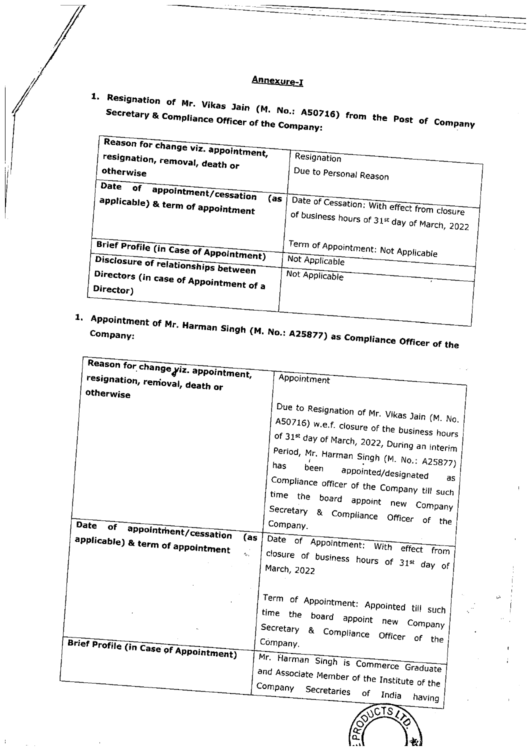## Annexure-I

1. **Resignation of Mr. Vikas Jain (M. No.: A50716) from the Post of Company Secretary & Compliance Officer of the Company:**

| **Reason for change viz. appointment, resignation, removal, death or otherwise** | Resignation<br>Due to Personal Reason |
|---|---|
| **Date of appointment/cessation (as applicable) & term of appointment** | Date of Cessation: With effect from closure of business hours of 31st day of March, 2022<br><br>Term of Appointment: Not Applicable |
| **Brief Profile (in Case of Appointment)** | Not Applicable |
| **Disclosure of relationships between Directors (in case of Appointment of a Director)** | Not Applicable |

1. **Appointment of Mr. Harman Singh (M. No.: A25877) as Compliance Officer of the Company:**

| **Reason for change viz. appointment, resignation, removal, death or otherwise** | Appointment<br><br>Due to Resignation of Mr. Vikas Jain (M. No. A50716) w.e.f. closure of the business hours of 31st day of March, 2022, During an interim Period, Mr. Harman Singh (M. No.: A25877) has been appointed/designated as Compliance officer of the Company till such time the board appoint new Company Secretary & Compliance Officer of the Company. |
|---|---|
| **Date of appointment/cessation (as applicable) & term of appointment** | Date of Appointment: With effect from closure of business hours of 31st day of March, 2022<br><br>Term of Appointment: Appointed till such time the board appoint new Company Secretary & Compliance Officer of the Company. |
| **Brief Profile (in Case of Appointment)** | Mr. Harman Singh is Commerce Graduate and Associate Member of the Institute of the Company Secretaries of India having |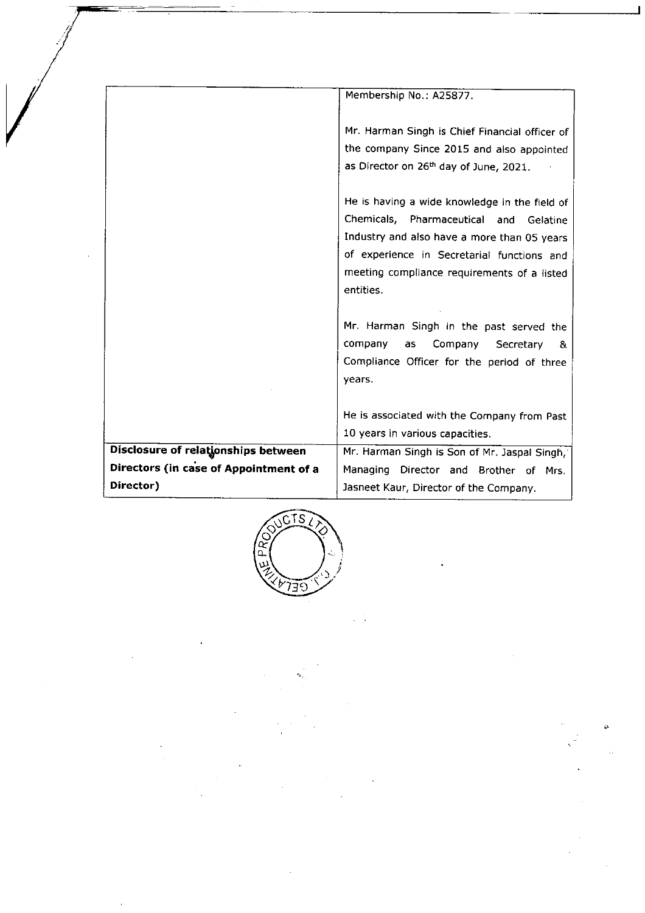| | |
|---|---|
| | Membership No.: A25877.<br><br>Mr. Harman Singh is Chief Financial officer of the company Since 2015 and also appointed as Director on 26th day of June, 2021.<br><br>He is having a wide knowledge in the field of Chemicals, Pharmaceutical and Gelatine Industry and also have a more than 05 years of experience in Secretarial functions and meeting compliance requirements of a listed entities.<br><br>Mr. Harman Singh in the past served the company as Company Secretary & Compliance Officer for the period of three years.<br><br>He is associated with the Company from Past 10 years in various capacities. |
| **Disclosure of relationships between Directors (in case of Appointment of a Director)** | Mr. Harman Singh is Son of Mr. Jaspal Singh, Managing Director and Brother of Mrs. Jasneet Kaur, Director of the Company. |